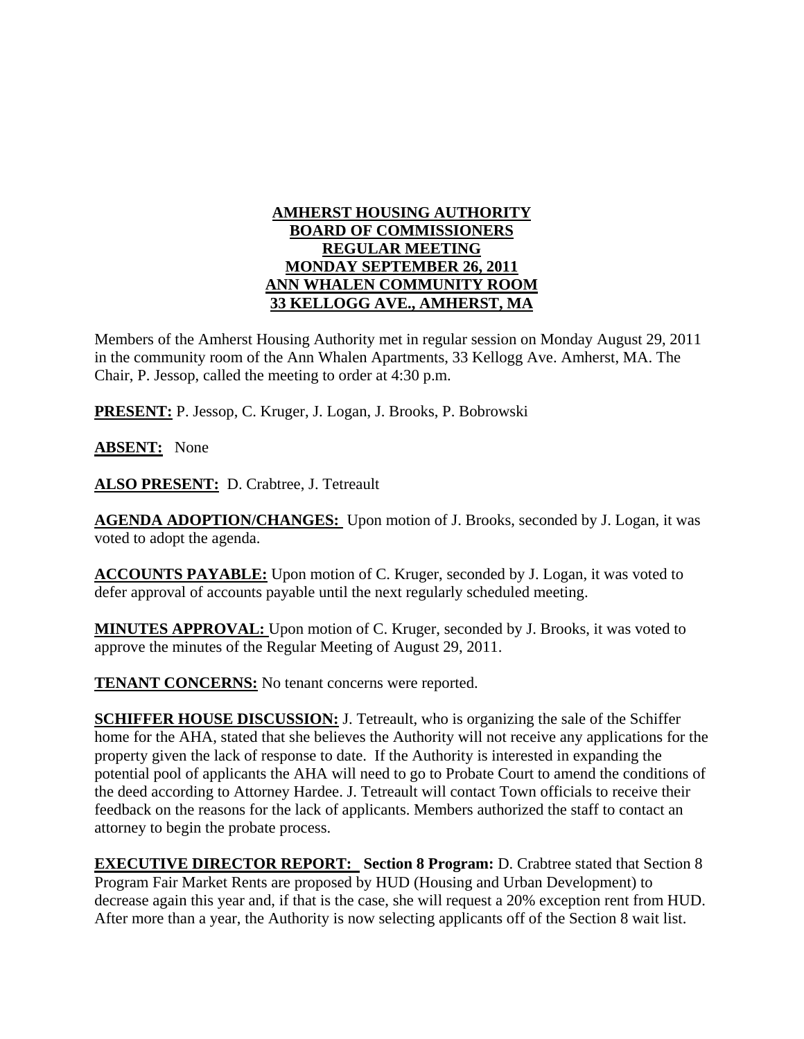**AMHERST HOUSING AUTHORITY**
**BOARD OF COMMISSIONERS**
**REGULAR MEETING**
**MONDAY SEPTEMBER 26, 2011**
**ANN WHALEN COMMUNITY ROOM**
**33 KELLOGG AVE., AMHERST, MA**

Members of the Amherst Housing Authority met in regular session on Monday August 29, 2011 in the community room of the Ann Whalen Apartments, 33 Kellogg Ave. Amherst, MA. The Chair, P. Jessop, called the meeting to order at 4:30 p.m.

**PRESENT:** P. Jessop, C. Kruger, J. Logan, J. Brooks, P. Bobrowski

**ABSENT:** None

**ALSO PRESENT:** D. Crabtree, J. Tetreault

**AGENDA ADOPTION/CHANGES:** Upon motion of J. Brooks, seconded by J. Logan, it was voted to adopt the agenda.

**ACCOUNTS PAYABLE:** Upon motion of C. Kruger, seconded by J. Logan, it was voted to defer approval of accounts payable until the next regularly scheduled meeting.

**MINUTES APPROVAL:** Upon motion of C. Kruger, seconded by J. Brooks, it was voted to approve the minutes of the Regular Meeting of August 29, 2011.

**TENANT CONCERNS:** No tenant concerns were reported.

**SCHIFFER HOUSE DISCUSSION:** J. Tetreault, who is organizing the sale of the Schiffer home for the AHA, stated that she believes the Authority will not receive any applications for the property given the lack of response to date. If the Authority is interested in expanding the potential pool of applicants the AHA will need to go to Probate Court to amend the conditions of the deed according to Attorney Hardee. J. Tetreault will contact Town officials to receive their feedback on the reasons for the lack of applicants. Members authorized the staff to contact an attorney to begin the probate process.

**EXECUTIVE DIRECTOR REPORT:** **Section 8 Program:** D. Crabtree stated that Section 8 Program Fair Market Rents are proposed by HUD (Housing and Urban Development) to decrease again this year and, if that is the case, she will request a 20% exception rent from HUD. After more than a year, the Authority is now selecting applicants off of the Section 8 wait list.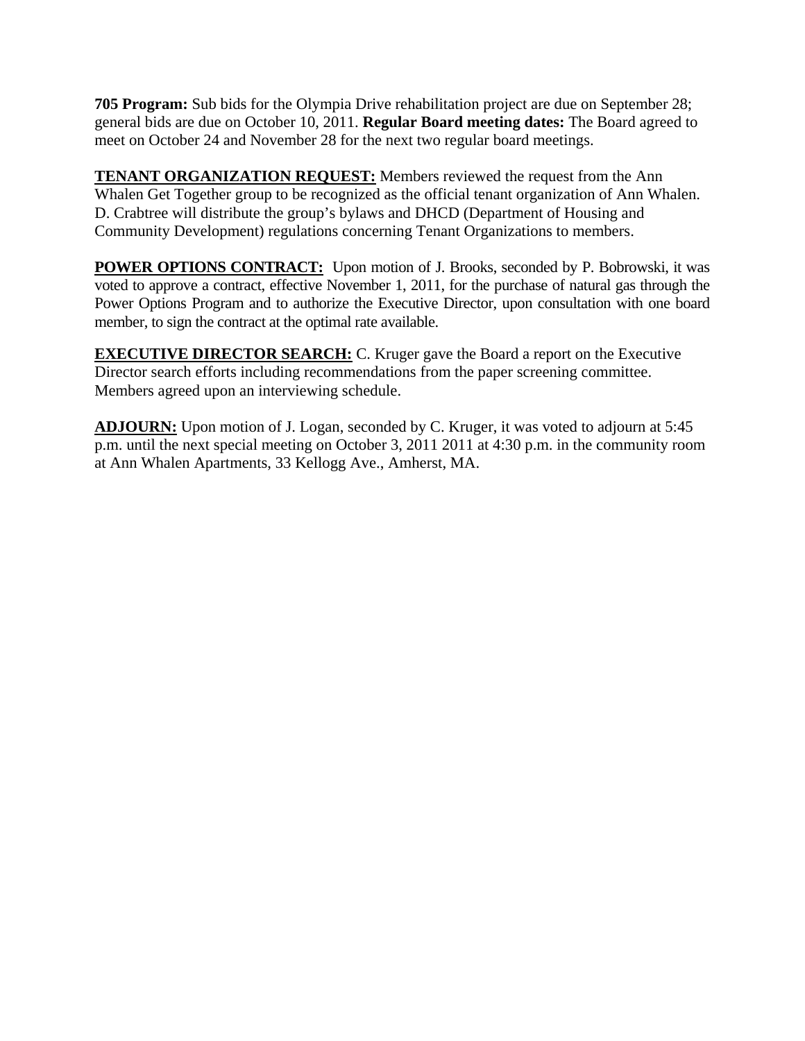**705 Program:** Sub bids for the Olympia Drive rehabilitation project are due on September 28; general bids are due on October 10, 2011. **Regular Board meeting dates:** The Board agreed to meet on October 24 and November 28 for the next two regular board meetings.

**TENANT ORGANIZATION REQUEST:** Members reviewed the request from the Ann Whalen Get Together group to be recognized as the official tenant organization of Ann Whalen. D. Crabtree will distribute the group's bylaws and DHCD (Department of Housing and Community Development) regulations concerning Tenant Organizations to members.

**POWER OPTIONS CONTRACT:** Upon motion of J. Brooks, seconded by P. Bobrowski, it was voted to approve a contract, effective November 1, 2011, for the purchase of natural gas through the Power Options Program and to authorize the Executive Director, upon consultation with one board member, to sign the contract at the optimal rate available.

**EXECUTIVE DIRECTOR SEARCH:** C. Kruger gave the Board a report on the Executive Director search efforts including recommendations from the paper screening committee. Members agreed upon an interviewing schedule.

**ADJOURN:** Upon motion of J. Logan, seconded by C. Kruger, it was voted to adjourn at 5:45 p.m. until the next special meeting on October 3, 2011 2011 at 4:30 p.m. in the community room at Ann Whalen Apartments, 33 Kellogg Ave., Amherst, MA.